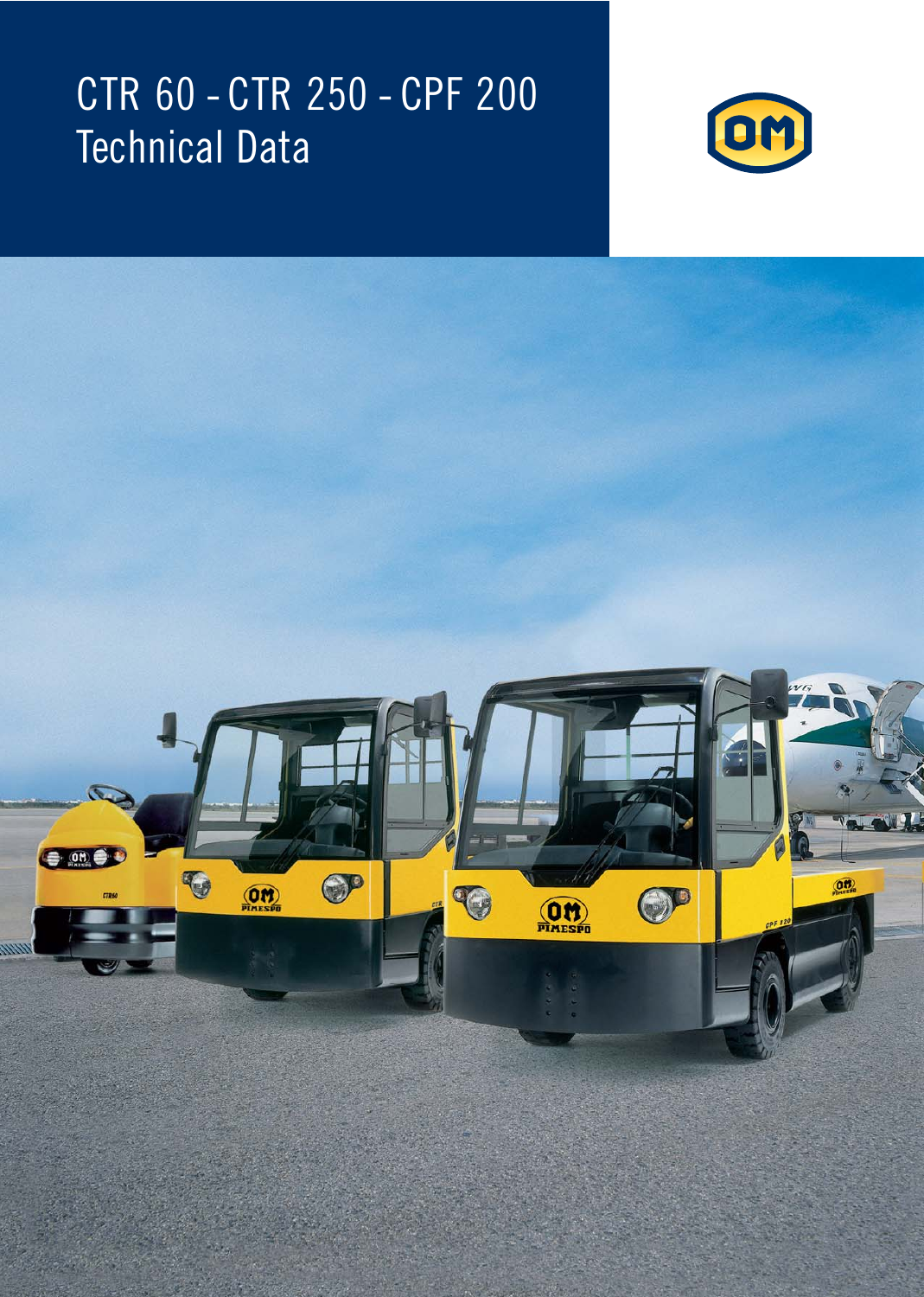# CTR 60 - CTR 250 - CPF 200
Technical Data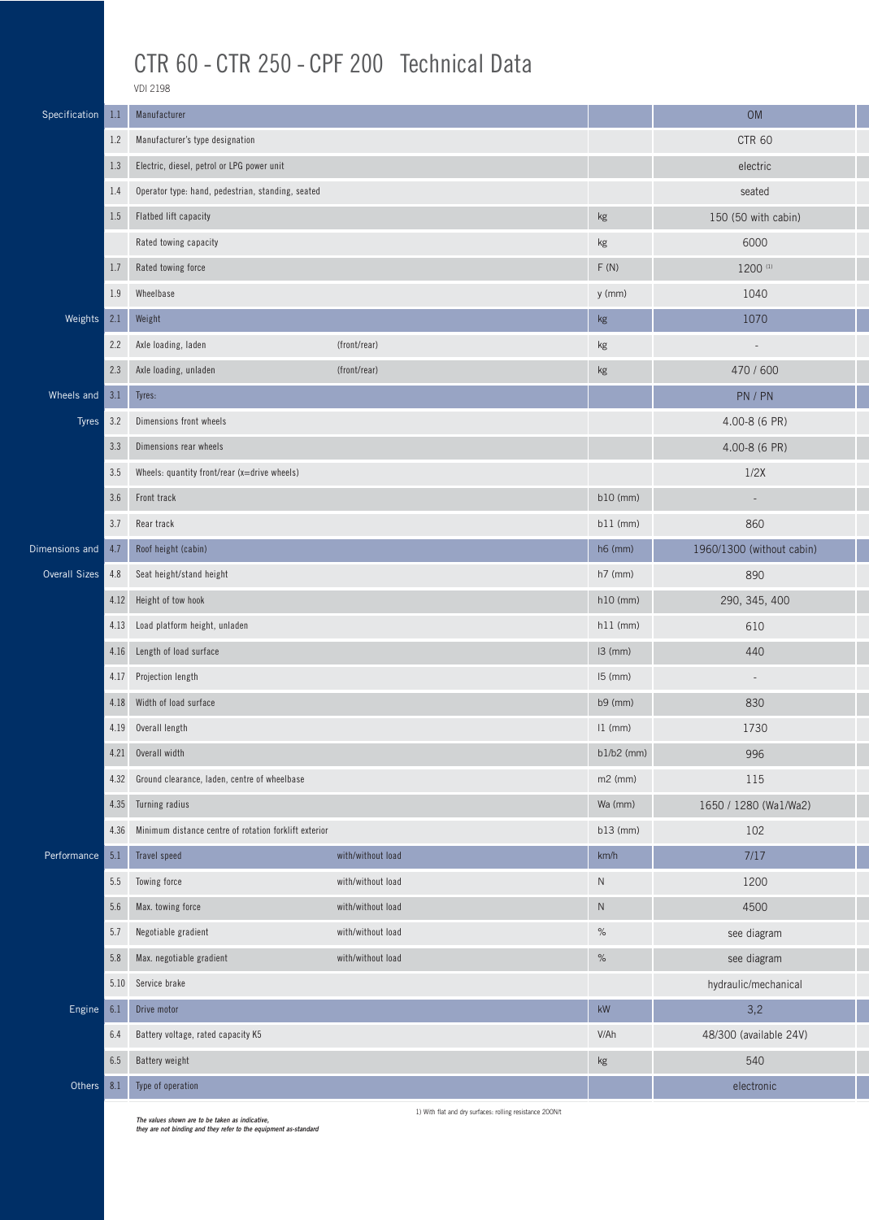# CTR 60 - CTR 250 - CPF 200 Technical Data

VDI 2198

| Section | No. | Description | | Unit | Value |
|---|---|---|---|---|---|
| Specification | 1.1 | Manufacturer | | | OM |
| | 1.2 | Manufacturer's type designation | | | CTR 60 |
| | 1.3 | Electric, diesel, petrol or LPG power unit | | | electric |
| | 1.4 | Operator type: hand, pedestrian, standing, seated | | | seated |
| | 1.5 | Flatbed lift capacity | | kg | 150 (50 with cabin) |
| | | Rated towing capacity | | kg | 6000 |
| | 1.7 | Rated towing force | | F (N) | 1200 [1] |
| | 1.9 | Wheelbase | | y (mm) | 1040 |
| Weights | 2.1 | Weight | | kg | 1070 |
| | 2.2 | Axle loading, laden | (front/rear) | kg | - |
| | 2.3 | Axle loading, unladen | (front/rear) | kg | 470 / 600 |
| Wheels and Tyres | 3.1 | Tyres: | | | PN / PN |
| | 3.2 | Dimensions front wheels | | | 4.00-8 (6 PR) |
| | 3.3 | Dimensions rear wheels | | | 4.00-8 (6 PR) |
| | 3.5 | Wheels: quantity front/rear (x=drive wheels) | | | 1/2X |
| | 3.6 | Front track | | b10 (mm) | - |
| | 3.7 | Rear track | | b11 (mm) | 860 |
| Dimensions and Overall Sizes | 4.7 | Roof height (cabin) | | h6 (mm) | 1960/1300 (without cabin) |
| | 4.8 | Seat height/stand height | | h7 (mm) | 890 |
| | 4.12 | Height of tow hook | | h10 (mm) | 290, 345, 400 |
| | 4.13 | Load platform height, unladen | | h11 (mm) | 610 |
| | 4.16 | Length of load surface | | l3 (mm) | 440 |
| | 4.17 | Projection length | | l5 (mm) | - |
| | 4.18 | Width of load surface | | b9 (mm) | 830 |
| | 4.19 | Overall length | | l1 (mm) | 1730 |
| | 4.21 | Overall width | | b1/b2 (mm) | 996 |
| | 4.32 | Ground clearance, laden, centre of wheelbase | | m2 (mm) | 115 |
| | 4.35 | Turning radius | | Wa (mm) | 1650 / 1280 (Wa1/Wa2) |
| | 4.36 | Minimum distance centre of rotation forklift exterior | | b13 (mm) | 102 |
| Performance | 5.1 | Travel speed | with/without load | km/h | 7/17 |
| | 5.5 | Towing force | with/without load | N | 1200 |
| | 5.6 | Max. towing force | with/without load | N | 4500 |
| | 5.7 | Negotiable gradient | with/without load | % | see diagram |
| | 5.8 | Max. negotiable gradient | with/without load | % | see diagram |
| | 5.10 | Service brake | | | hydraulic/mechanical |
| Engine | 6.1 | Drive motor | | kW | 3,2 |
| | 6.4 | Battery voltage, rated capacity K5 | | V/Ah | 48/300 (available 24V) |
| | 6.5 | Battery weight | | kg | 540 |
| Others | 8.1 | Type of operation | | | electronic |

1) With flat and dry surfaces: rolling resistance 200N/t

*The values shown are to be taken as indicative, they are not binding and they refer to the equipment as-standard*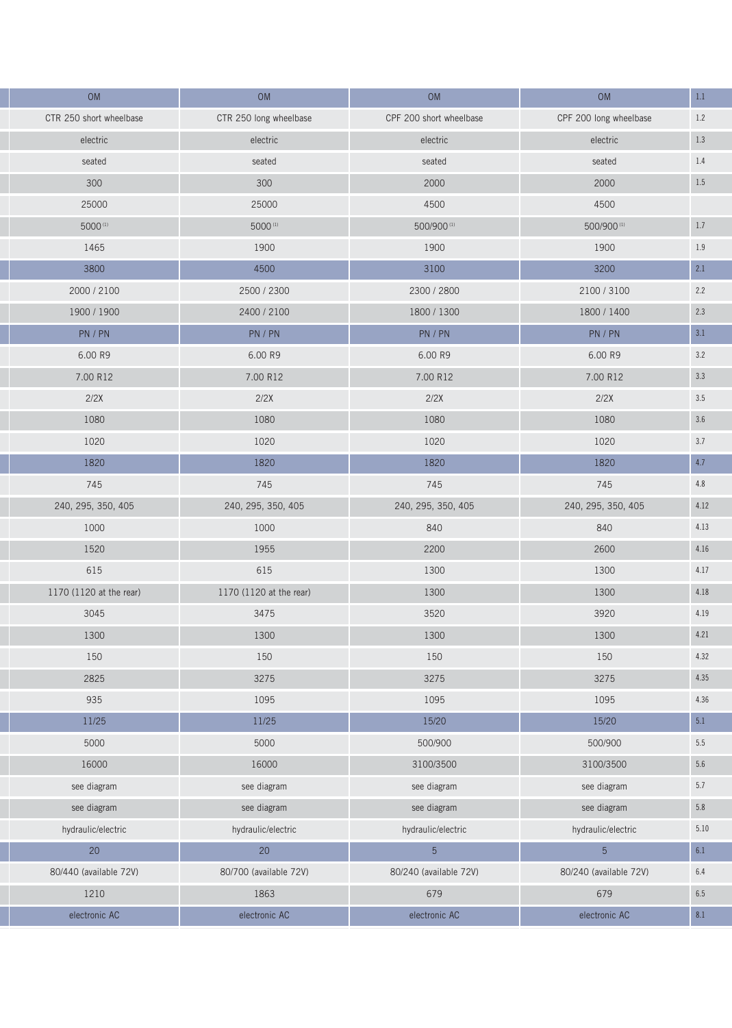| OM | OM | OM | OM | 1.1 |
|---|---|---|---|---|
| CTR 250 short wheelbase | CTR 250 long wheelbase | CPF 200 short wheelbase | CPF 200 long wheelbase | 1.2 |
| electric | electric | electric | electric | 1.3 |
| seated | seated | seated | seated | 1.4 |
| 300 | 300 | 2000 | 2000 | 1.5 |
| 25000 | 25000 | 4500 | 4500 | |
| 5000 [1] | 5000 [1] | 500/900 [1] | 500/900 [1] | 1.7 |
| 1465 | 1900 | 1900 | 1900 | 1.9 |
| 3800 | 4500 | 3100 | 3200 | 2.1 |
| 2000 / 2100 | 2500 / 2300 | 2300 / 2800 | 2100 / 3100 | 2.2 |
| 1900 / 1900 | 2400 / 2100 | 1800 / 1300 | 1800 / 1400 | 2.3 |
| PN / PN | PN / PN | PN / PN | PN / PN | 3.1 |
| 6.00 R9 | 6.00 R9 | 6.00 R9 | 6.00 R9 | 3.2 |
| 7.00 R12 | 7.00 R12 | 7.00 R12 | 7.00 R12 | 3.3 |
| 2/2X | 2/2X | 2/2X | 2/2X | 3.5 |
| 1080 | 1080 | 1080 | 1080 | 3.6 |
| 1020 | 1020 | 1020 | 1020 | 3.7 |
| 1820 | 1820 | 1820 | 1820 | 4.7 |
| 745 | 745 | 745 | 745 | 4.8 |
| 240, 295, 350, 405 | 240, 295, 350, 405 | 240, 295, 350, 405 | 240, 295, 350, 405 | 4.12 |
| 1000 | 1000 | 840 | 840 | 4.13 |
| 1520 | 1955 | 2200 | 2600 | 4.16 |
| 615 | 615 | 1300 | 1300 | 4.17 |
| 1170 (1120 at the rear) | 1170 (1120 at the rear) | 1300 | 1300 | 4.18 |
| 3045 | 3475 | 3520 | 3920 | 4.19 |
| 1300 | 1300 | 1300 | 1300 | 4.21 |
| 150 | 150 | 150 | 150 | 4.32 |
| 2825 | 3275 | 3275 | 3275 | 4.35 |
| 935 | 1095 | 1095 | 1095 | 4.36 |
| 11/25 | 11/25 | 15/20 | 15/20 | 5.1 |
| 5000 | 5000 | 500/900 | 500/900 | 5.5 |
| 16000 | 16000 | 3100/3500 | 3100/3500 | 5.6 |
| see diagram | see diagram | see diagram | see diagram | 5.7 |
| see diagram | see diagram | see diagram | see diagram | 5.8 |
| hydraulic/electric | hydraulic/electric | hydraulic/electric | hydraulic/electric | 5.10 |
| 20 | 20 | 5 | 5 | 6.1 |
| 80/440 (available 72V) | 80/700 (available 72V) | 80/240 (available 72V) | 80/240 (available 72V) | 6.4 |
| 1210 | 1863 | 679 | 679 | 6.5 |
| electronic AC | electronic AC | electronic AC | electronic AC | 8.1 |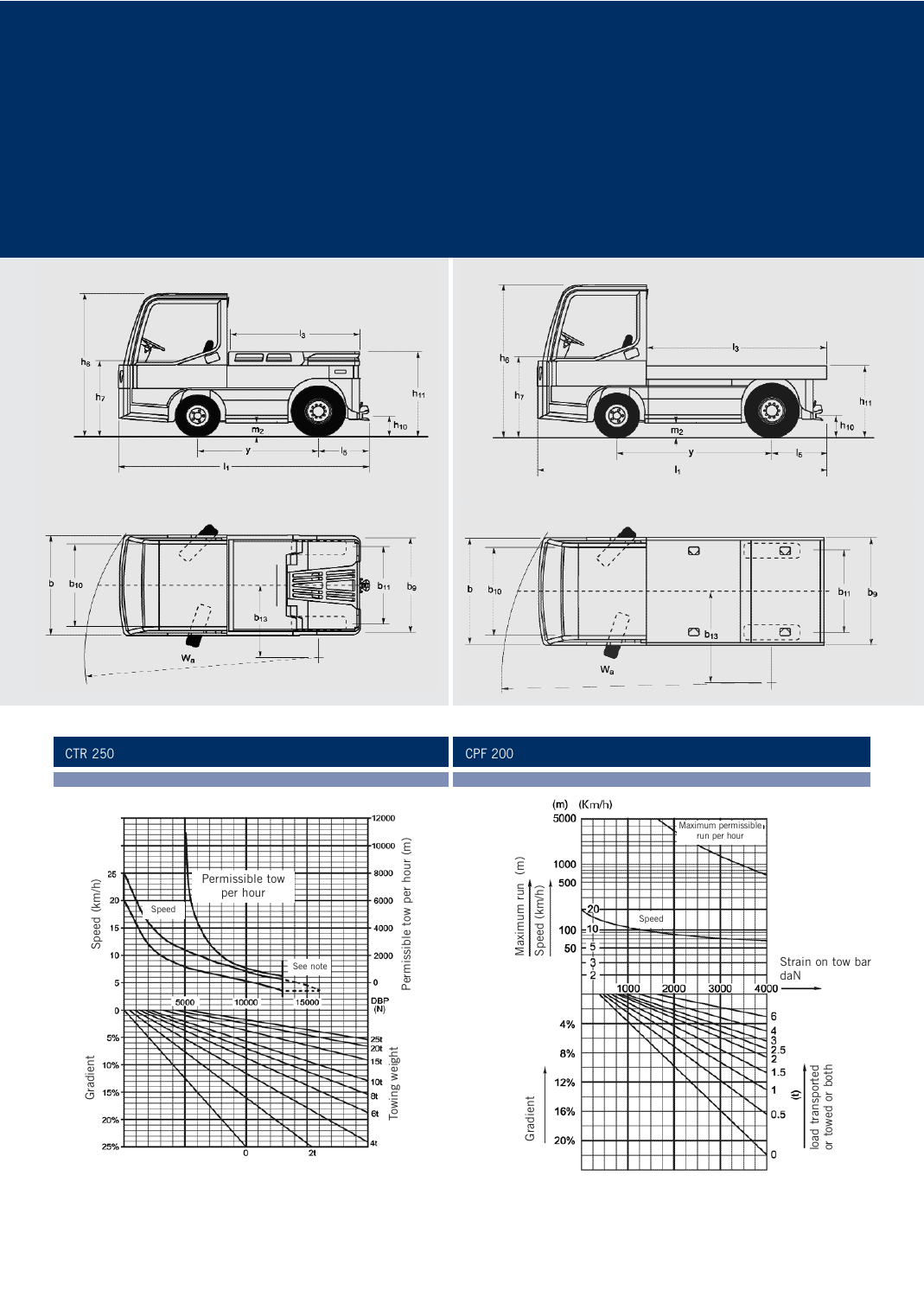## CTR 250

## CPF 200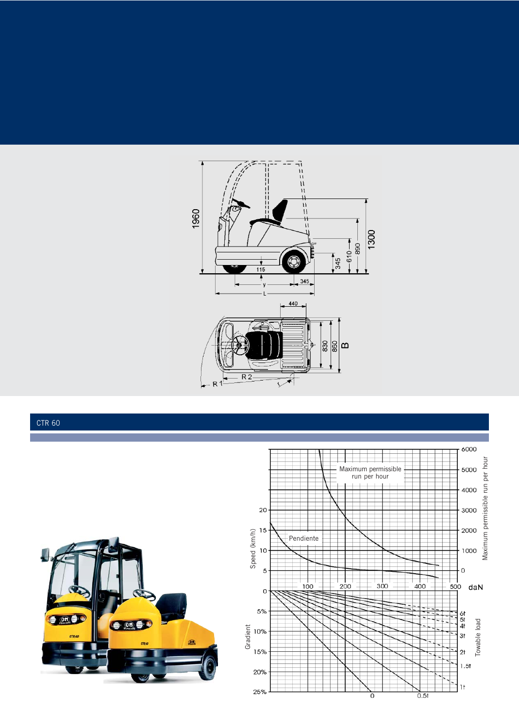## CTR 60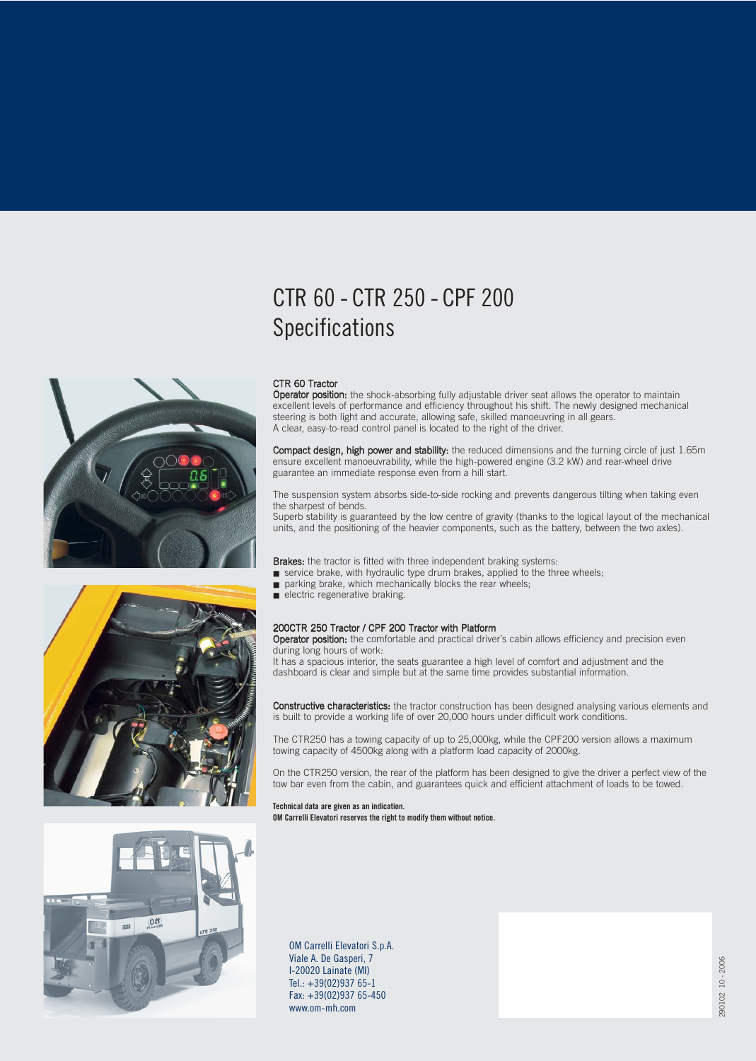# CTR 60 - CTR 250 - CPF 200
# Specifications

### CTR 60 Tractor

**Operator position:** the shock-absorbing fully adjustable driver seat allows the operator to maintain excellent levels of performance and efficiency throughout his shift. The newly designed mechanical steering is both light and accurate, allowing safe, skilled manoeuvring in all gears.
A clear, easy-to-read control panel is located to the right of the driver.

**Compact design, high power and stability:** the reduced dimensions and the turning circle of just 1.65m ensure excellent manoeuvrability, while the high-powered engine (3.2 kW) and rear-wheel drive guarantee an immediate response even from a hill start.

The suspension system absorbs side-to-side rocking and prevents dangerous tilting when taking even the sharpest of bends.
Superb stability is guaranteed by the low centre of gravity (thanks to the logical layout of the mechanical units, and the positioning of the heavier components, such as the battery, between the two axles).

**Brakes:** the tractor is fitted with three independent braking systems:

- service brake, with hydraulic type drum brakes, applied to the three wheels;
- parking brake, which mechanically blocks the rear wheels;
- electric regenerative braking.

### 200CTR 250 Tractor / CPF 200 Tractor with Platform

**Operator position:** the comfortable and practical driver's cabin allows efficiency and precision even during long hours of work:
It has a spacious interior, the seats guarantee a high level of comfort and adjustment and the dashboard is clear and simple but at the same time provides substantial information.

**Constructive characteristics:** the tractor construction has been designed analysing various elements and is built to provide a working life of over 20,000 hours under difficult work conditions.

The CTR250 has a towing capacity of up to 25,000kg, while the CPF200 version allows a maximum towing capacity of 4500kg along with a platform load capacity of 2000kg.

On the CTR250 version, the rear of the platform has been designed to give the driver a perfect view of the tow bar even from the cabin, and guarantees quick and efficient attachment of loads to be towed.

**Technical data are given as an indication.**
**OM Carrelli Elevatori reserves the right to modify them without notice.**

OM Carrelli Elevatori S.p.A.
Viale A. De Gasperi, 7
I-20020 Lainate (MI)
Tel.: +39(02)937 65-1
Fax: +39(02)937 65-450
www.om-mh.com

290102 10 - 2006